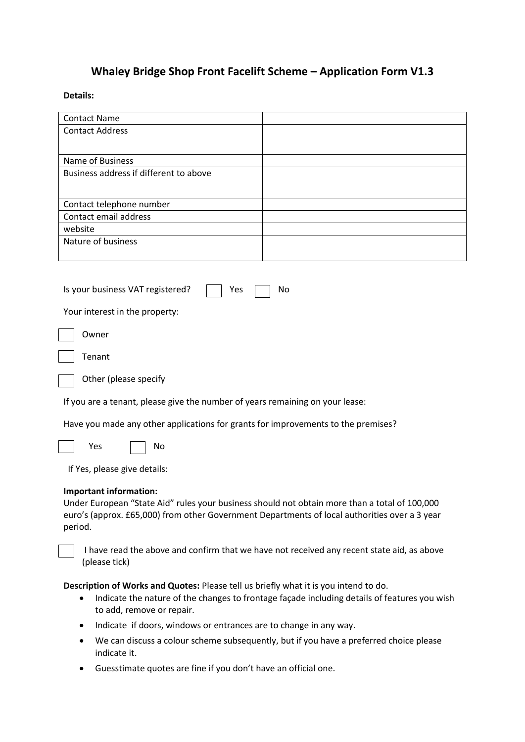# Whaley Bridge Shop Front Facelift Scheme – Application Form V1.3

**Details:**

| Contact Name | |
|---|---|
| Contact Address | |
| Name of Business | |
| Business address if different to above | |
| Contact telephone number | |
| Contact email address | |
| website | |
| Nature of business | |

Is your business VAT registered? ☐ Yes ☐ No

Your interest in the property:

☐ Owner

☐ Tenant

☐ Other (please specify

If you are a tenant, please give the number of years remaining on your lease:

Have you made any other applications for grants for improvements to the premises?

☐ Yes ☐ No

If Yes, please give details:

**Important information:**
Under European "State Aid" rules your business should not obtain more than a total of 100,000 euro's (approx. £65,000) from other Government Departments of local authorities over a 3 year period.

☐ I have read the above and confirm that we have not received any recent state aid, as above (please tick)

**Description of Works and Quotes:** Please tell us briefly what it is you intend to do.

- Indicate the nature of the changes to frontage façade including details of features you wish to add, remove or repair.
- Indicate if doors, windows or entrances are to change in any way.
- We can discuss a colour scheme subsequently, but if you have a preferred choice please indicate it.
- Guesstimate quotes are fine if you don't have an official one.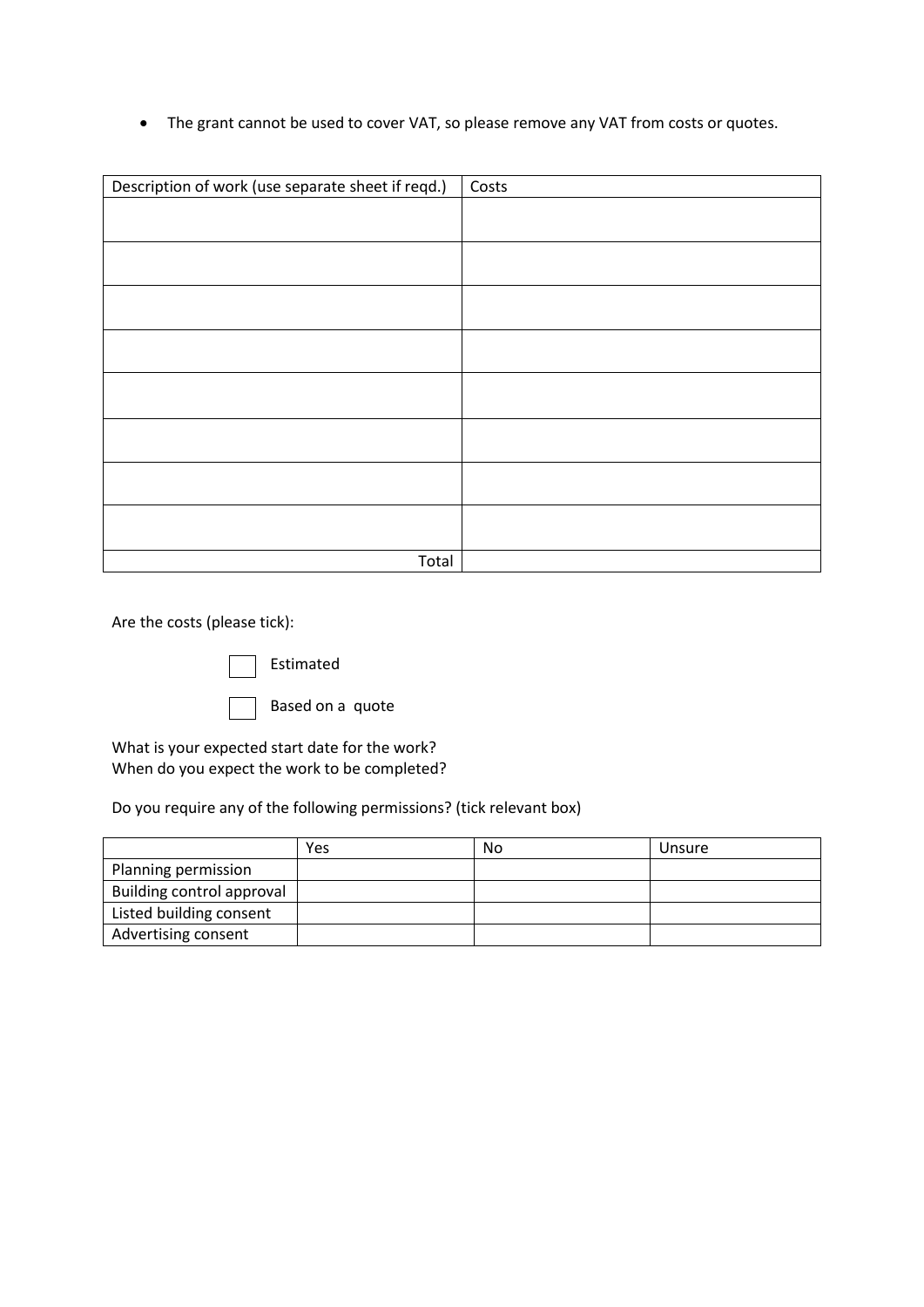- The grant cannot be used to cover VAT, so please remove any VAT from costs or quotes.

| Description of work (use separate sheet if reqd.) | Costs |
| --- | --- |
| | |
| | |
| | |
| | |
| | |
| | |
| | |
| | |
| Total | |

Are the costs (please tick):

- [ ] Estimated
- [ ] Based on a quote

What is your expected start date for the work?
When do you expect the work to be completed?

Do you require any of the following permissions? (tick relevant box)

| | Yes | No | Unsure |
| --- | --- | --- | --- |
| Planning permission | | | |
| Building control approval | | | |
| Listed building consent | | | |
| Advertising consent | | | |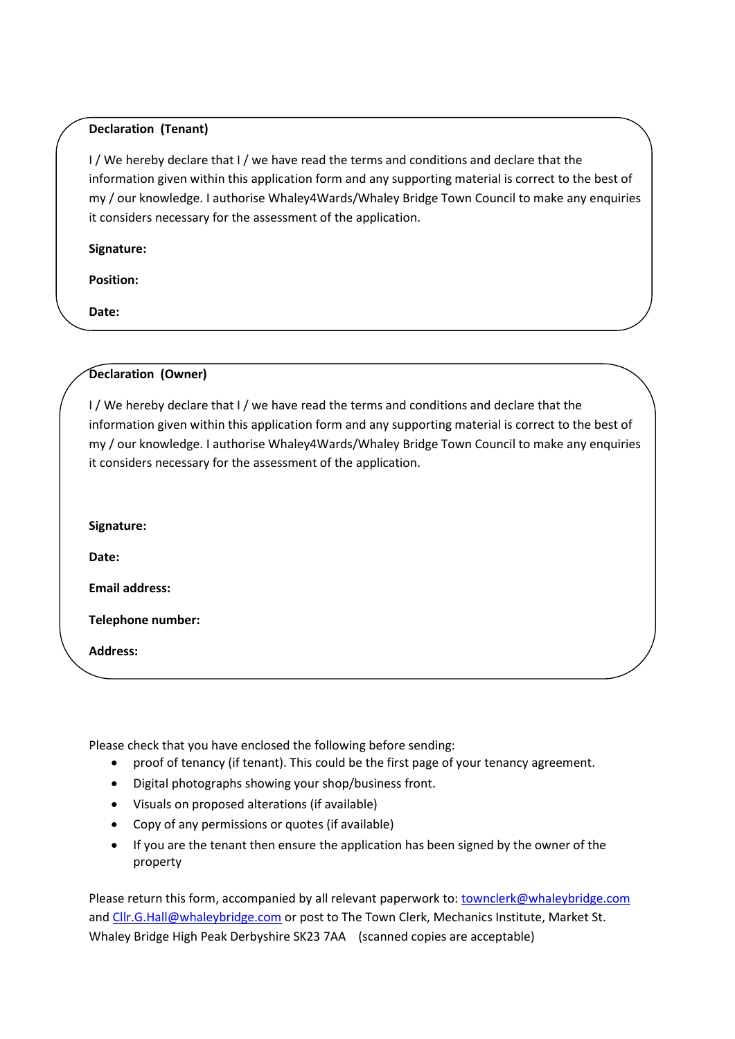**Declaration (Tenant)**

I / We hereby declare that I / we have read the terms and conditions and declare that the information given within this application form and any supporting material is correct to the best of my / our knowledge. I authorise Whaley4Wards/Whaley Bridge Town Council to make any enquiries it considers necessary for the assessment of the application.

**Signature:**

**Position:**

**Date:**

**Declaration (Owner)**

I / We hereby declare that I / we have read the terms and conditions and declare that the information given within this application form and any supporting material is correct to the best of my / our knowledge. I authorise Whaley4Wards/Whaley Bridge Town Council to make any enquiries it considers necessary for the assessment of the application.

**Signature:**

**Date:**

**Email address:**

**Telephone number:**

**Address:**

Please check that you have enclosed the following before sending:

- proof of tenancy (if tenant). This could be the first page of your tenancy agreement.
- Digital photographs showing your shop/business front.
- Visuals on proposed alterations (if available)
- Copy of any permissions or quotes (if available)
- If you are the tenant then ensure the application has been signed by the owner of the property

Please return this form, accompanied by all relevant paperwork to: townclerk@whaleybridge.com and Cllr.G.Hall@whaleybridge.com or post to The Town Clerk, Mechanics Institute, Market St. Whaley Bridge High Peak Derbyshire SK23 7AA (scanned copies are acceptable)